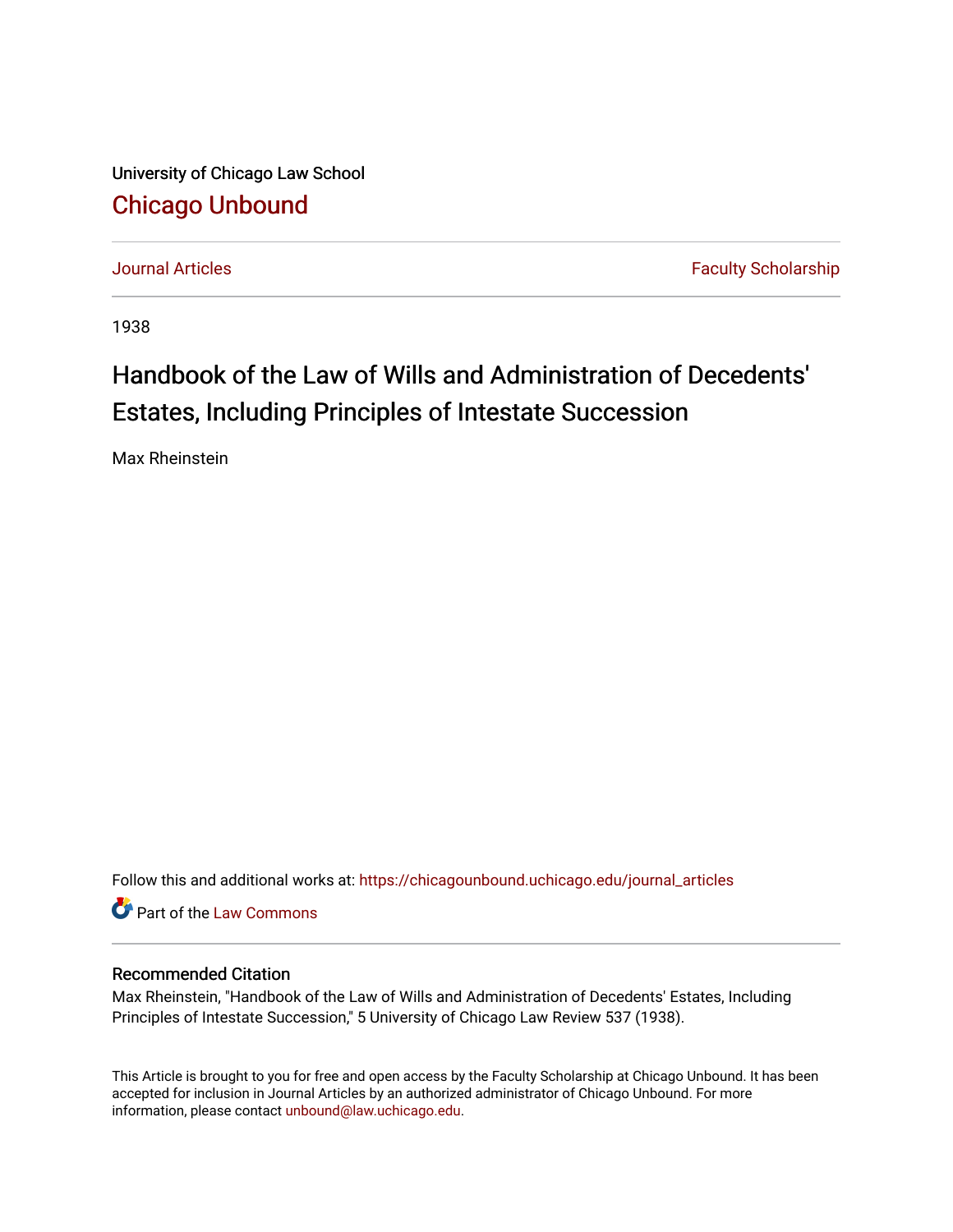University of Chicago Law School

## Chicago Unbound

Journal Articles | Faculty Scholarship

1938

# Handbook of the Law of Wills and Administration of Decedents' Estates, Including Principles of Intestate Succession

Max Rheinstein

Follow this and additional works at: https://chicagounbound.uchicago.edu/journal_articles

Part of the Law Commons

### Recommended Citation

Max Rheinstein, "Handbook of the Law of Wills and Administration of Decedents' Estates, Including Principles of Intestate Succession," 5 University of Chicago Law Review 537 (1938).

This Article is brought to you for free and open access by the Faculty Scholarship at Chicago Unbound. It has been accepted for inclusion in Journal Articles by an authorized administrator of Chicago Unbound. For more information, please contact unbound@law.uchicago.edu.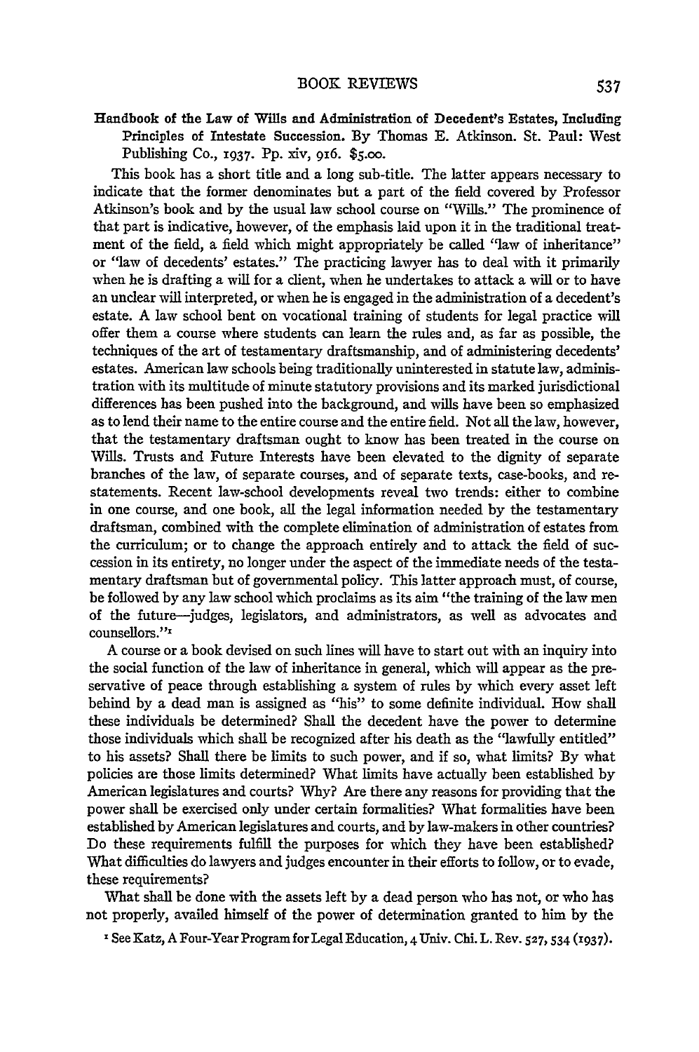**Handbook of the Law of Wills and Administration of Decedent's Estates, Including Principles of Intestate Succession.** By Thomas E. Atkinson. St. Paul: West Publishing Co., 1937. Pp. xiv, 916. $5.00.

This book has a short title and a long sub-title. The latter appears necessary to indicate that the former denominates but a part of the field covered by Professor Atkinson's book and by the usual law school course on "Wills." The prominence of that part is indicative, however, of the emphasis laid upon it in the traditional treatment of the field, a field which might appropriately be called "law of inheritance" or "law of decedents' estates." The practicing lawyer has to deal with it primarily when he is drafting a will for a client, when he undertakes to attack a will or to have an unclear will interpreted, or when he is engaged in the administration of a decedent's estate. A law school bent on vocational training of students for legal practice will offer them a course where students can learn the rules and, as far as possible, the techniques of the art of testamentary draftsmanship, and of administering decedents' estates. American law schools being traditionally uninterested in statute law, administration with its multitude of minute statutory provisions and its marked jurisdictional differences has been pushed into the background, and wills have been so emphasized as to lend their name to the entire course and the entire field. Not all the law, however, that the testamentary draftsman ought to know has been treated in the course on Wills. Trusts and Future Interests have been elevated to the dignity of separate branches of the law, of separate courses, and of separate texts, case-books, and restatements. Recent law-school developments reveal two trends: either to combine in one course, and one book, all the legal information needed by the testamentary draftsman, combined with the complete elimination of administration of estates from the curriculum; or to change the approach entirely and to attack the field of succession in its entirety, no longer under the aspect of the immediate needs of the testamentary draftsman but of governmental policy. This latter approach must, of course, be followed by any law school which proclaims as its aim "the training of the law men of the future—judges, legislators, and administrators, as well as advocates and counsellors."[1]

A course or a book devised on such lines will have to start out with an inquiry into the social function of the law of inheritance in general, which will appear as the preservative of peace through establishing a system of rules by which every asset left behind by a dead man is assigned as "his" to some definite individual. How shall these individuals be determined? Shall the decedent have the power to determine those individuals which shall be recognized after his death as the "lawfully entitled" to his assets? Shall there be limits to such power, and if so, what limits? By what policies are those limits determined? What limits have actually been established by American legislatures and courts? Why? Are there any reasons for providing that the power shall be exercised only under certain formalities? What formalities have been established by American legislatures and courts, and by law-makers in other countries? Do these requirements fulfill the purposes for which they have been established? What difficulties do lawyers and judges encounter in their efforts to follow, or to evade, these requirements?

What shall be done with the assets left by a dead person who has not, or who has not properly, availed himself of the power of determination granted to him by the

[1] See Katz, A Four-Year Program for Legal Education, 4 Univ. Chi. L. Rev. 527, 534 (1937).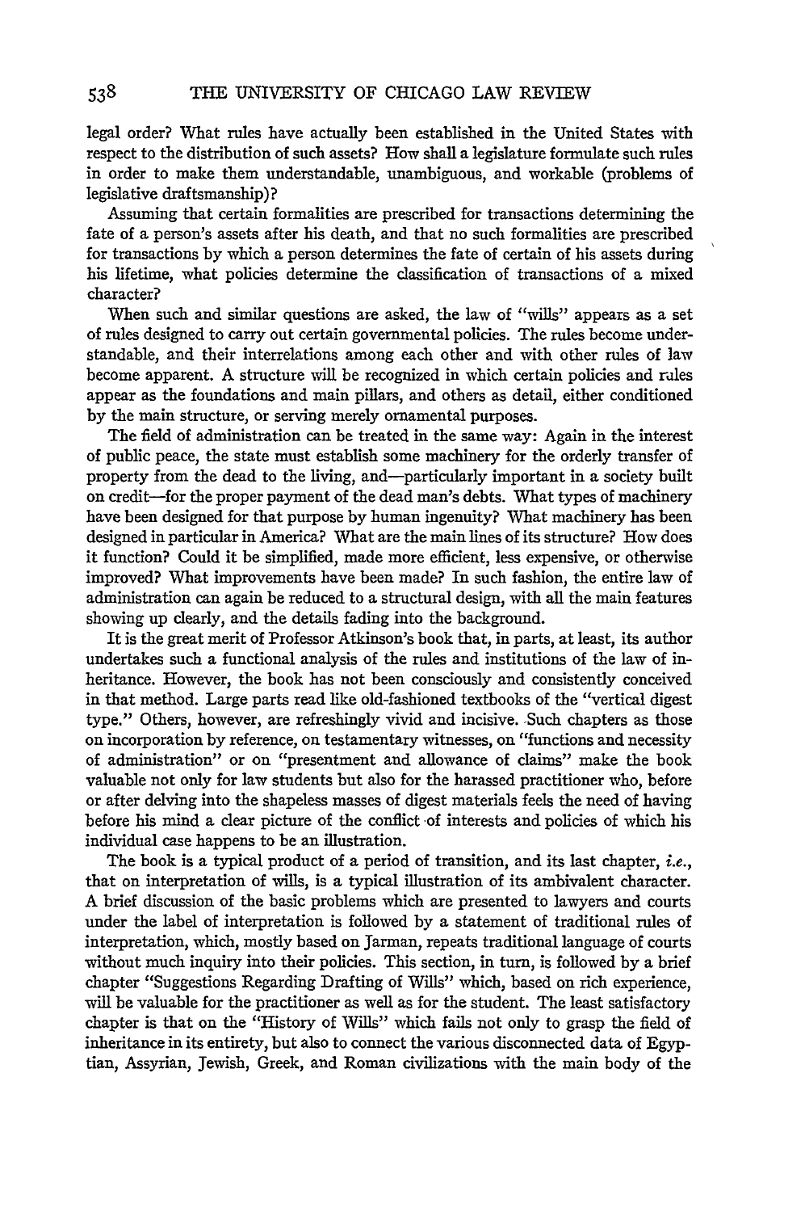legal order? What rules have actually been established in the United States with respect to the distribution of such assets? How shall a legislature formulate such rules in order to make them understandable, unambiguous, and workable (problems of legislative draftsmanship)?

Assuming that certain formalities are prescribed for transactions determining the fate of a person's assets after his death, and that no such formalities are prescribed for transactions by which a person determines the fate of certain of his assets during his lifetime, what policies determine the classification of transactions of a mixed character?

When such and similar questions are asked, the law of "wills" appears as a set of rules designed to carry out certain governmental policies. The rules become understandable, and their interrelations among each other and with other rules of law become apparent. A structure will be recognized in which certain policies and rules appear as the foundations and main pillars, and others as detail, either conditioned by the main structure, or serving merely ornamental purposes.

The field of administration can be treated in the same way: Again in the interest of public peace, the state must establish some machinery for the orderly transfer of property from the dead to the living, and—particularly important in a society built on credit—for the proper payment of the dead man's debts. What types of machinery have been designed for that purpose by human ingenuity? What machinery has been designed in particular in America? What are the main lines of its structure? How does it function? Could it be simplified, made more efficient, less expensive, or otherwise improved? What improvements have been made? In such fashion, the entire law of administration can again be reduced to a structural design, with all the main features showing up clearly, and the details fading into the background.

It is the great merit of Professor Atkinson's book that, in parts, at least, its author undertakes such a functional analysis of the rules and institutions of the law of inheritance. However, the book has not been consciously and consistently conceived in that method. Large parts read like old-fashioned textbooks of the "vertical digest type." Others, however, are refreshingly vivid and incisive. Such chapters as those on incorporation by reference, on testamentary witnesses, on "functions and necessity of administration" or on "presentment and allowance of claims" make the book valuable not only for law students but also for the harassed practitioner who, before or after delving into the shapeless masses of digest materials feels the need of having before his mind a clear picture of the conflict of interests and policies of which his individual case happens to be an illustration.

The book is a typical product of a period of transition, and its last chapter, *i.e.*, that on interpretation of wills, is a typical illustration of its ambivalent character. A brief discussion of the basic problems which are presented to lawyers and courts under the label of interpretation is followed by a statement of traditional rules of interpretation, which, mostly based on Jarman, repeats traditional language of courts without much inquiry into their policies. This section, in turn, is followed by a brief chapter "Suggestions Regarding Drafting of Wills" which, based on rich experience, will be valuable for the practitioner as well as for the student. The least satisfactory chapter is that on the "History of Wills" which fails not only to grasp the field of inheritance in its entirety, but also to connect the various disconnected data of Egyptian, Assyrian, Jewish, Greek, and Roman civilizations with the main body of the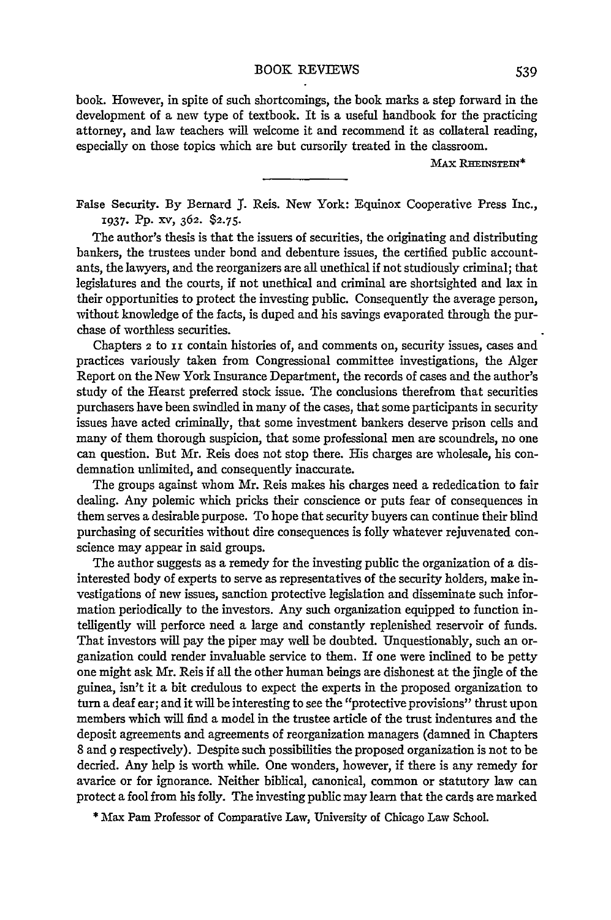book. However, in spite of such shortcomings, the book marks a step forward in the development of a new type of textbook. It is a useful handbook for the practicing attorney, and law teachers will welcome it and recommend it as collateral reading, especially on those topics which are but cursorily treated in the classroom.

MAX RHEINSTEIN*

---

False Security. By Bernard J. Reis. New York: Equinox Cooperative Press Inc., 1937. Pp. xv, 362. $2.75.

The author's thesis is that the issuers of securities, the originating and distributing bankers, the trustees under bond and debenture issues, the certified public accountants, the lawyers, and the reorganizers are all unethical if not studiously criminal; that legislatures and the courts, if not unethical and criminal are shortsighted and lax in their opportunities to protect the investing public. Consequently the average person, without knowledge of the facts, is duped and his savings evaporated through the purchase of worthless securities.

Chapters 2 to 11 contain histories of, and comments on, security issues, cases and practices variously taken from Congressional committee investigations, the Alger Report on the New York Insurance Department, the records of cases and the author's study of the Hearst preferred stock issue. The conclusions therefrom that securities purchasers have been swindled in many of the cases, that some participants in security issues have acted criminally, that some investment bankers deserve prison cells and many of them thorough suspicion, that some professional men are scoundrels, no one can question. But Mr. Reis does not stop there. His charges are wholesale, his condemnation unlimited, and consequently inaccurate.

The groups against whom Mr. Reis makes his charges need a rededication to fair dealing. Any polemic which pricks their conscience or puts fear of consequences in them serves a desirable purpose. To hope that security buyers can continue their blind purchasing of securities without dire consequences is folly whatever rejuvenated conscience may appear in said groups.

The author suggests as a remedy for the investing public the organization of a disinterested body of experts to serve as representatives of the security holders, make investigations of new issues, sanction protective legislation and disseminate such information periodically to the investors. Any such organization equipped to function intelligently will perforce need a large and constantly replenished reservoir of funds. That investors will pay the piper may well be doubted. Unquestionably, such an organization could render invaluable service to them. If one were inclined to be petty one might ask Mr. Reis if all the other human beings are dishonest at the jingle of the guinea, isn't it a bit credulous to expect the experts in the proposed organization to turn a deaf ear; and it will be interesting to see the "protective provisions" thrust upon members which will find a model in the trustee article of the trust indentures and the deposit agreements and agreements of reorganization managers (damned in Chapters 8 and 9 respectively). Despite such possibilities the proposed organization is not to be decried. Any help is worth while. One wonders, however, if there is any remedy for avarice or for ignorance. Neither biblical, canonical, common or statutory law can protect a fool from his folly. The investing public may learn that the cards are marked

\* Max Pam Professor of Comparative Law, University of Chicago Law School.